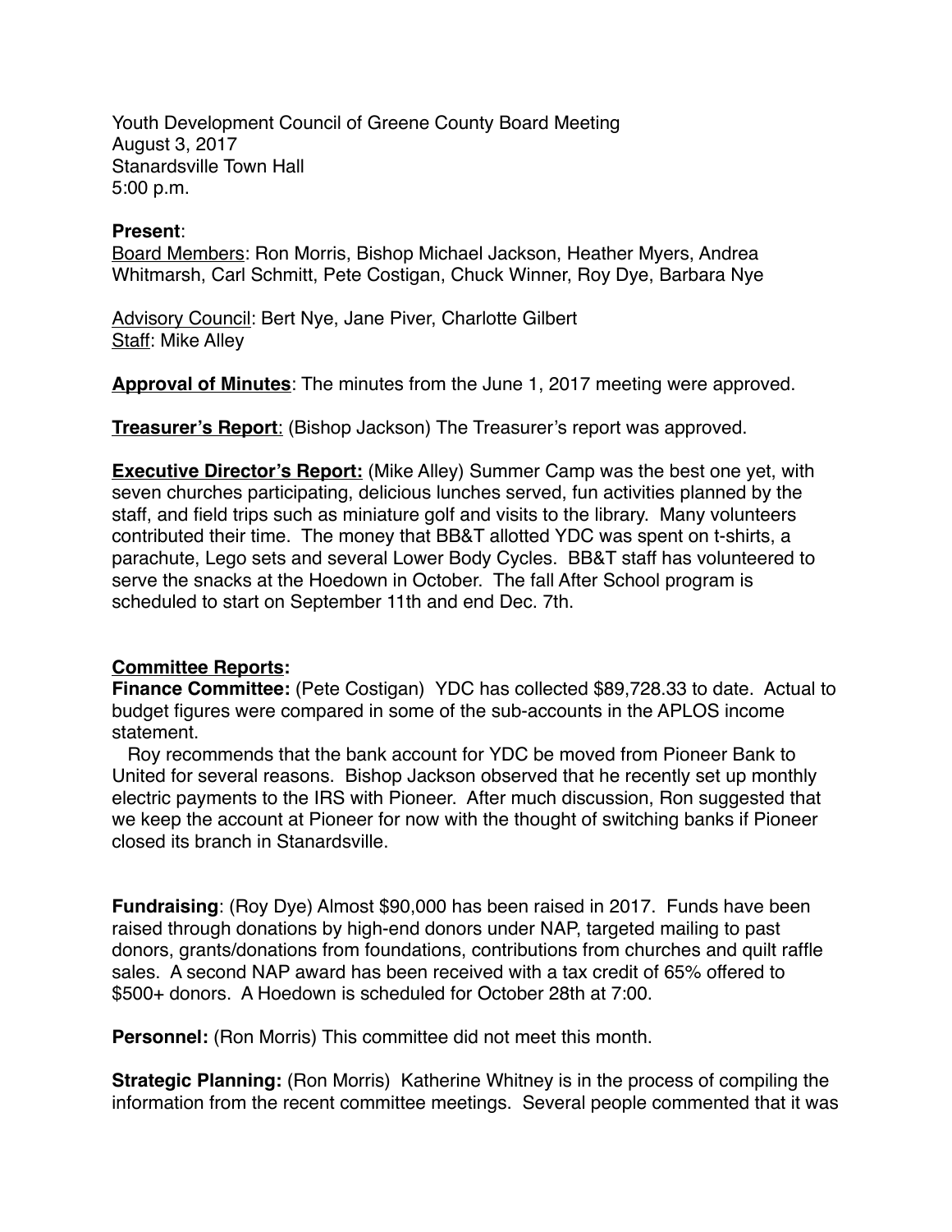Youth Development Council of Greene County Board Meeting
August 3, 2017
Stanardsville Town Hall
5:00 p.m.

**Present**:
Board Members: Ron Morris, Bishop Michael Jackson, Heather Myers, Andrea Whitmarsh, Carl Schmitt, Pete Costigan, Chuck Winner, Roy Dye, Barbara Nye

Advisory Council: Bert Nye, Jane Piver, Charlotte Gilbert
Staff: Mike Alley

**Approval of Minutes**: The minutes from the June 1, 2017 meeting were approved.

**Treasurer's Report**: (Bishop Jackson) The Treasurer's report was approved.

**Executive Director's Report:** (Mike Alley) Summer Camp was the best one yet, with seven churches participating, delicious lunches served, fun activities planned by the staff, and field trips such as miniature golf and visits to the library. Many volunteers contributed their time. The money that BB&T allotted YDC was spent on t-shirts, a parachute, Lego sets and several Lower Body Cycles. BB&T staff has volunteered to serve the snacks at the Hoedown in October. The fall After School program is scheduled to start on September 11th and end Dec. 7th.

**Committee Reports:**

**Finance Committee:** (Pete Costigan) YDC has collected $89,728.33 to date. Actual to budget figures were compared in some of the sub-accounts in the APLOS income statement.

Roy recommends that the bank account for YDC be moved from Pioneer Bank to United for several reasons. Bishop Jackson observed that he recently set up monthly electric payments to the IRS with Pioneer. After much discussion, Ron suggested that we keep the account at Pioneer for now with the thought of switching banks if Pioneer closed its branch in Stanardsville.

**Fundraising**: (Roy Dye) Almost $90,000 has been raised in 2017. Funds have been raised through donations by high-end donors under NAP, targeted mailing to past donors, grants/donations from foundations, contributions from churches and quilt raffle sales. A second NAP award has been received with a tax credit of 65% offered to $500+ donors. A Hoedown is scheduled for October 28th at 7:00.

**Personnel:** (Ron Morris) This committee did not meet this month.

**Strategic Planning:** (Ron Morris) Katherine Whitney is in the process of compiling the information from the recent committee meetings. Several people commented that it was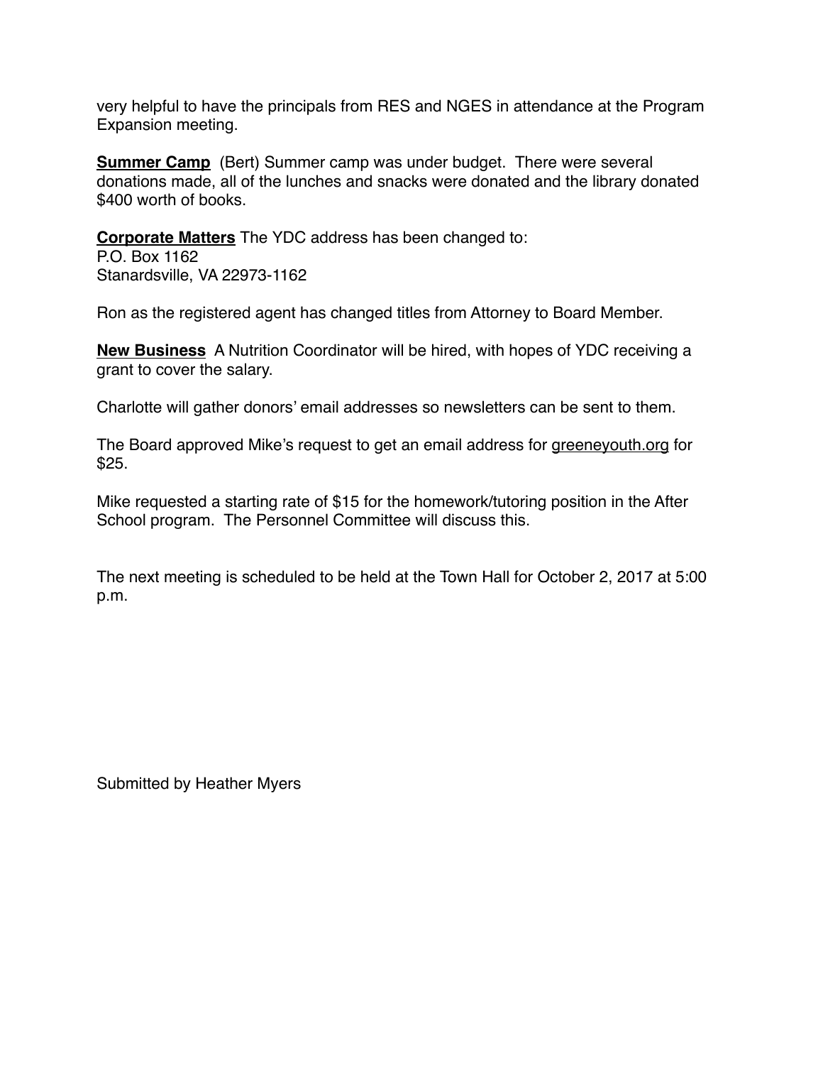very helpful to have the principals from RES and NGES in attendance at the Program Expansion meeting.

**<u>Summer Camp</u>** (Bert) Summer camp was under budget. There were several donations made, all of the lunches and snacks were donated and the library donated $400 worth of books.

**<u>Corporate Matters</u>** The YDC address has been changed to:
P.O. Box 1162
Stanardsville, VA 22973-1162

Ron as the registered agent has changed titles from Attorney to Board Member.

**<u>New Business</u>** A Nutrition Coordinator will be hired, with hopes of YDC receiving a grant to cover the salary.

Charlotte will gather donors' email addresses so newsletters can be sent to them.

The Board approved Mike's request to get an email address for greeneyouth.org for $25.

Mike requested a starting rate of $15 for the homework/tutoring position in the After School program. The Personnel Committee will discuss this.

The next meeting is scheduled to be held at the Town Hall for October 2, 2017 at 5:00 p.m.

Submitted by Heather Myers